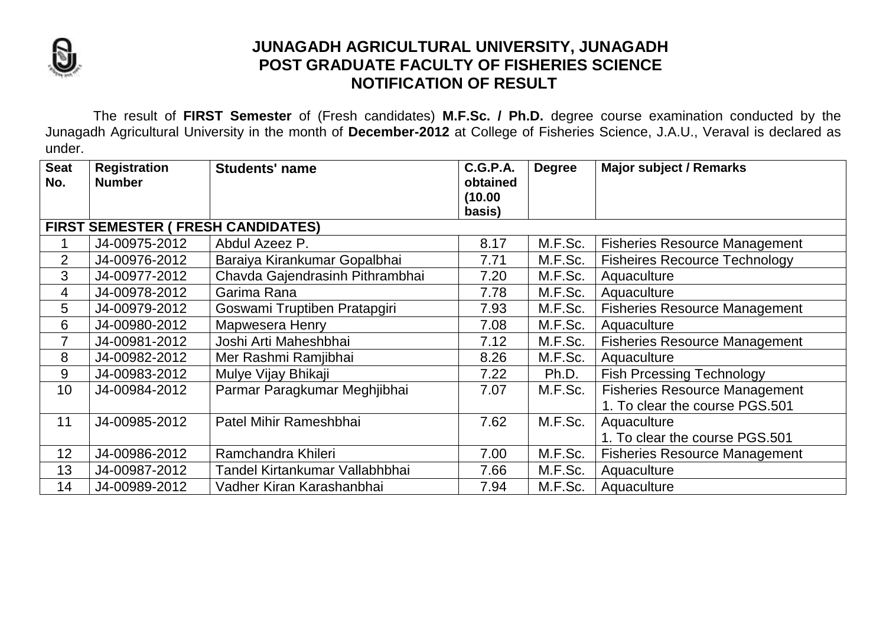# JUNAGADH AGRICULTURAL UNIVERSITY, JUNAGADH
## POST GRADUATE FACULTY OF FISHERIES SCIENCE
## NOTIFICATION OF RESULT

The result of **FIRST Semester** of (Fresh candidates) **M.F.Sc. / Ph.D.** degree course examination conducted by the Junagadh Agricultural University in the month of **December-2012** at College of Fisheries Science, J.A.U., Veraval is declared as under.

| Seat No. | Registration Number | Students' name | C.G.P.A. obtained (10.00 basis) | Degree | Major subject / Remarks |
|---|---|---|---|---|---|
| **FIRST SEMESTER ( FRESH CANDIDATES)** | | | | | |
| 1 | J4-00975-2012 | Abdul Azeez P. | 8.17 | M.F.Sc. | Fisheries Resource Management |
| 2 | J4-00976-2012 | Baraiya Kirankumar Gopalbhai | 7.71 | M.F.Sc. | Fisheires Recource Technology |
| 3 | J4-00977-2012 | Chavda Gajendrasinh Pithrambhai | 7.20 | M.F.Sc. | Aquaculture |
| 4 | J4-00978-2012 | Garima Rana | 7.78 | M.F.Sc. | Aquaculture |
| 5 | J4-00979-2012 | Goswami Truptiben Pratapgiri | 7.93 | M.F.Sc. | Fisheries Resource Management |
| 6 | J4-00980-2012 | Mapwesera Henry | 7.08 | M.F.Sc. | Aquaculture |
| 7 | J4-00981-2012 | Joshi Arti Maheshbhai | 7.12 | M.F.Sc. | Fisheries Resource Management |
| 8 | J4-00982-2012 | Mer Rashmi Ramjibhai | 8.26 | M.F.Sc. | Aquaculture |
| 9 | J4-00983-2012 | Mulye Vijay Bhikaji | 7.22 | Ph.D. | Fish Prcessing Technology |
| 10 | J4-00984-2012 | Parmar Paragkumar Meghjibhai | 7.07 | M.F.Sc. | Fisheries Resource Management<br>1. To clear the course PGS.501 |
| 11 | J4-00985-2012 | Patel Mihir Rameshbhai | 7.62 | M.F.Sc. | Aquaculture<br>1. To clear the course PGS.501 |
| 12 | J4-00986-2012 | Ramchandra Khileri | 7.00 | M.F.Sc. | Fisheries Resource Management |
| 13 | J4-00987-2012 | Tandel Kirtankumar Vallabhbhai | 7.66 | M.F.Sc. | Aquaculture |
| 14 | J4-00989-2012 | Vadher Kiran Karashanbhai | 7.94 | M.F.Sc. | Aquaculture |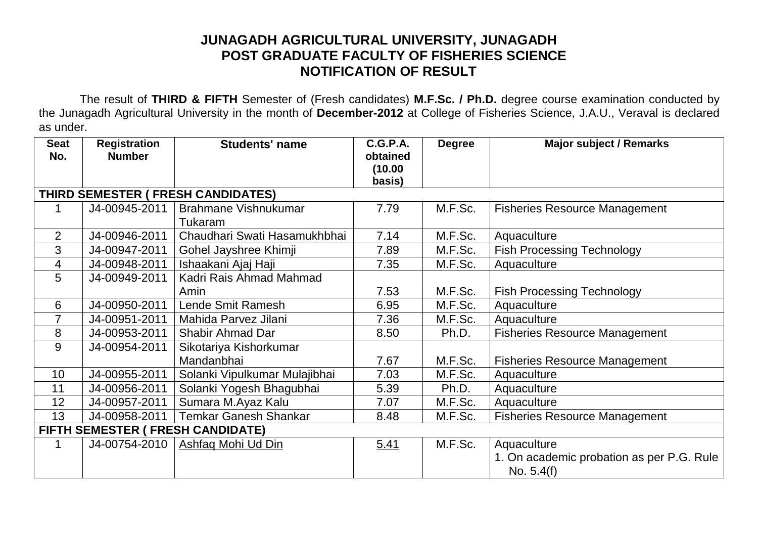# JUNAGADH AGRICULTURAL UNIVERSITY, JUNAGADH

## POST GRADUATE FACULTY OF FISHERIES SCIENCE

## NOTIFICATION OF RESULT

The result of **THIRD & FIFTH** Semester of (Fresh candidates) **M.F.Sc. / Ph.D.** degree course examination conducted by the Junagadh Agricultural University in the month of **December-2012** at College of Fisheries Science, J.A.U., Veraval is declared as under.

| Seat No. | Registration Number | Students' name | C.G.P.A. obtained (10.00 basis) | Degree | Major subject / Remarks |
|---|---|---|---|---|---|
| **THIRD SEMESTER ( FRESH CANDIDATES)** | | | | | |
| 1 | J4-00945-2011 | Brahmane Vishnukumar Tukaram | 7.79 | M.F.Sc. | Fisheries Resource Management |
| 2 | J4-00946-2011 | Chaudhari Swati Hasamukhbhai | 7.14 | M.F.Sc. | Aquaculture |
| 3 | J4-00947-2011 | Gohel Jayshree Khimji | 7.89 | M.F.Sc. | Fish Processing Technology |
| 4 | J4-00948-2011 | Ishaakani Ajaj Haji | 7.35 | M.F.Sc. | Aquaculture |
| 5 | J4-00949-2011 | Kadri Rais Ahmad Mahmad Amin | 7.53 | M.F.Sc. | Fish Processing Technology |
| 6 | J4-00950-2011 | Lende Smit Ramesh | 6.95 | M.F.Sc. | Aquaculture |
| 7 | J4-00951-2011 | Mahida Parvez Jilani | 7.36 | M.F.Sc. | Aquaculture |
| 8 | J4-00953-2011 | Shabir Ahmad Dar | 8.50 | Ph.D. | Fisheries Resource Management |
| 9 | J4-00954-2011 | Sikotariya Kishorkumar Mandanbhai | 7.67 | M.F.Sc. | Fisheries Resource Management |
| 10 | J4-00955-2011 | Solanki Vipulkumar Mulajibhai | 7.03 | M.F.Sc. | Aquaculture |
| 11 | J4-00956-2011 | Solanki Yogesh Bhagubhai | 5.39 | Ph.D. | Aquaculture |
| 12 | J4-00957-2011 | Sumara M.Ayaz Kalu | 7.07 | M.F.Sc. | Aquaculture |
| 13 | J4-00958-2011 | Temkar Ganesh Shankar | 8.48 | M.F.Sc. | Fisheries Resource Management |
| **FIFTH SEMESTER ( FRESH CANDIDATE)** | | | | | |
| 1 | J4-00754-2010 | Ashfaq Mohi Ud Din | 5.41 | M.F.Sc. | Aquaculture<br>1. On academic probation as per P.G. Rule No. 5.4(f) |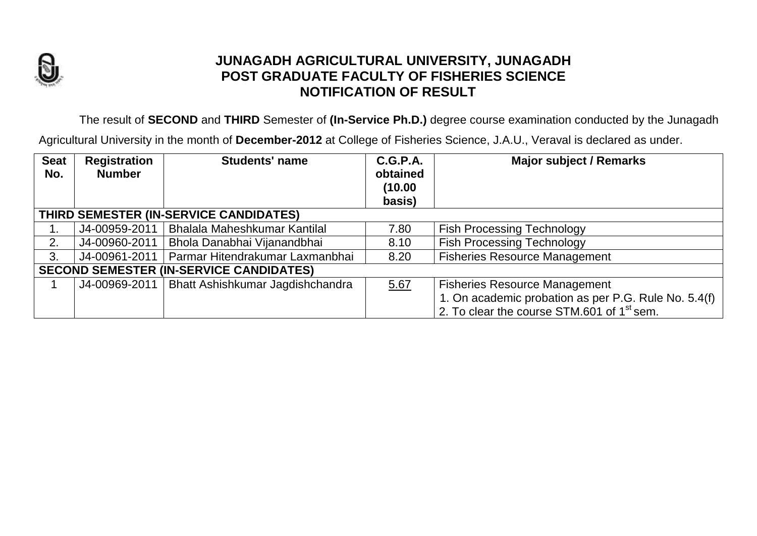# JUNAGADH AGRICULTURAL UNIVERSITY, JUNAGADH
## POST GRADUATE FACULTY OF FISHERIES SCIENCE
## NOTIFICATION OF RESULT

The result of **SECOND** and **THIRD** Semester of **(In-Service Ph.D.)** degree course examination conducted by the Junagadh Agricultural University in the month of **December-2012** at College of Fisheries Science, J.A.U., Veraval is declared as under.

| Seat No. | Registration Number | Students' name | C.G.P.A. obtained (10.00 basis) | Major subject / Remarks |
|---|---|---|---|---|
| **THIRD SEMESTER (IN-SERVICE CANDIDATES)** | | | | |
| 1. | J4-00959-2011 | Bhalala Maheshkumar Kantilal | 7.80 | Fish Processing Technology |
| 2. | J4-00960-2011 | Bhola Danabhai Vijanandbhai | 8.10 | Fish Processing Technology |
| 3. | J4-00961-2011 | Parmar Hitendrakumar Laxmanbhai | 8.20 | Fisheries Resource Management |
| **SECOND SEMESTER (IN-SERVICE CANDIDATES)** | | | | |
| 1 | J4-00969-2011 | Bhatt Ashishkumar Jagdishchandra | 5.67 | Fisheries Resource Management<br>1. On academic probation as per P.G. Rule No. 5.4(f)<br>2. To clear the course STM.601 of 1st sem. |